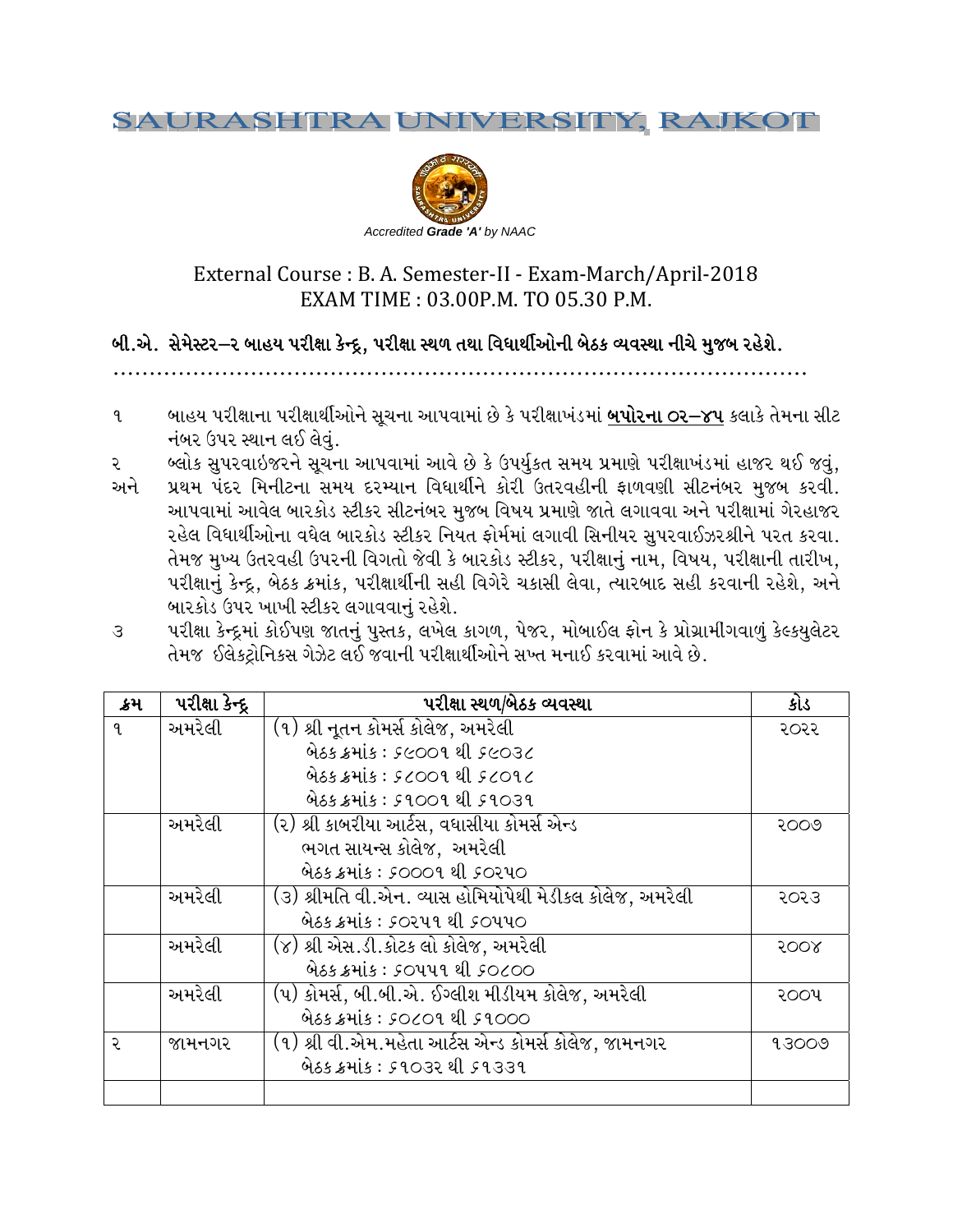# SAURASHTRA UNIVERSITY, RAJKOT

*Accredited **Grade 'A'** by NAAC*

## External Course : B. A. Semester-II - Exam-March/April-2018
## EXAM TIME : 03.00P.M. TO 05.30 P.M.

### બી.એ. સેમેસ્ટર–૨ બાહય પરીક્ષા કેન્દ્ર, પરીક્ષા સ્થળ તથા વિધાર્થીઓની બેઠક વ્યવસ્થા નીચે મુજબ રહેશે.

..........................................................................................

૧ બાહય પરીક્ષાના પરીક્ષાર્થીઓને સૂચના આપવામાં છે કે પરીક્ષાખંડમાં **<u>બપોરના ૦૨–૪૫</u>** કલાકે તેમના સીટ નંબર ઉપર સ્થાન લઈ લેવું.

૨ અને બ્લોક સુપરવાઇજરને સૂચના આપવામાં આવે છે કે ઉપર્યુકત સમય પ્રમાણે પરીક્ષાખંડમાં હાજર થઈ જવું, પ્રથમ પંદર મિનીટના સમય દરમ્યાન વિધાર્થીને કોરી ઉત્તરવહીની ફાળવણી સીટનંબર મુજબ કરવી. આપવામાં આવેલ બારકોડ સ્ટીકર સીટનંબર મુજબ વિષય પ્રમાણે જાતે લગાવવા અને પરીક્ષામાં ગેરહાજર રહેલ વિધાર્થીઓના વધેલ બારકોડ સ્ટીકર નિયત ફોર્મમાં લગાવી સિનીયર સુપરવાઈઝરશ્રીને પરત કરવા. તેમજ મુખ્ય ઉત્તરવહી ઉપરની વિગતો જેવી કે બારકોડ સ્ટીકર, પરીક્ષાનું નામ, વિષય, પરીક્ષાની તારીખ, પરીક્ષાનું કેન્દ્ર, બેઠક ક્રમાંક, પરીક્ષાર્થીની સહી વિગેરે ચકાસી લેવા, ત્યારબાદ સહી કરવાની રહેશે, અને બારકોડ ઉપર ખાખી સ્ટીકર લગાવવાનું રહેશે.

૩ પરીક્ષા કેન્દ્રમાં કોઈપણ જાતનું પુસ્તક, લખેલ કાગળ, પેજર, મોબાઈલ ફોન કે પ્રોગ્રામીગવાળું કેલ્કયુલેટર તેમજ ઈલેકટ્રોનિકસ ગેઝેટ લઈ જવાની પરીક્ષાર્થીઓને સખ્ત મનાઈ કરવામાં આવે છે.

| ક્રમ | પરીક્ષા કેન્દ્ર | પરીક્ષા સ્થળ/બેઠક વ્યવસ્થા | કોડ |
|---|---|---|---|
| ૧ | અમરેલી | (૧) શ્રી નૂતન કોમર્સ કોલેજ, અમરેલી<br>બેઠક ક્રમાંક : ૬૯૦૦૧ થી ૬૯૦૩૮<br>બેઠક ક્રમાંક : ૬૮૦૦૧ થી ૬૮૦૧૮<br>બેઠક ક્રમાંક : ૬૧૦૦૧ થી ૬૧૦૩૧ | ૨૦૨૨ |
| | અમરેલી | (૨) શ્રી કાબરીયા આર્ટસ, વઘાસીયા કોમર્સ એન્ડ ભગત સાયન્સ કોલેજ, અમરેલી<br>બેઠક ક્રમાંક : ૬૦૦૦૧ થી ૬૦૨૫૦ | ૨૦૦૭ |
| | અમરેલી | (૩) શ્રીમતિ વી.એન. વ્યાસ હોમિયોપેથી મેડીકલ કોલેજ, અમરેલી<br>બેઠક ક્રમાંક : ૬૦૨૫૧ થી ૬૦૫૫૦ | ૨૦૨૩ |
| | અમરેલી | (૪) શ્રી એસ.ડી.કોટક લો કોલેજ, અમરેલી<br>બેઠક ક્રમાંક : ૬૦૫૫૧ થી ૬૦૮૦૦ | ૨૦૦૪ |
| | અમરેલી | (૫) કોમર્સ, બી.બી.એ. ઈગ્લીશ મીડીયમ કોલેજ, અમરેલી<br>બેઠક ક્રમાંક : ૬૦૮૦૧ થી ૬૧૦૦૦ | ૨૦૦૫ |
| ૨ | જામનગર | (૧) શ્રી વી.એમ.મહેતા આર્ટસ એન્ડ કોમર્સ કોલેજ, જામનગર<br>બેઠક ક્રમાંક : ૬૧૦૩૨ થી ૬૧૩૩૧ | ૧૩૦૦૭ |
| | | | |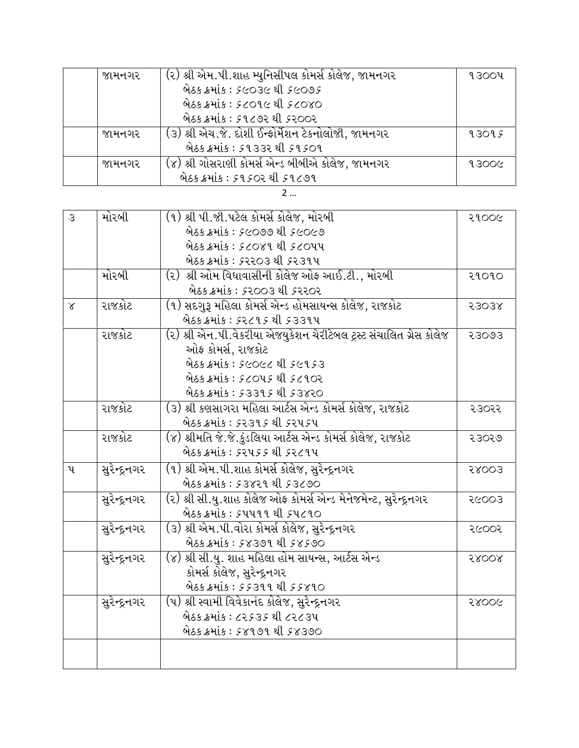| | જામનગર | (૨) શ્રી એમ.પી.શાહ મ્યુનિસીપલ કોમર્સ કોલેજ, જામનગર<br>બેઠક ક્રમાંક : ૬૯૦૩૯ થી ૬૯૦૭૬<br>બેઠક ક્રમાંક : ૬૮૦૧૯ થી ૬૮૦૪૦<br>બેઠક ક્રમાંક : ૬૧૮૭૨ થી ૬૨૦૦૨ | ૧૩૦૦૫ |
|---|---|---|---|
| | જામનગર | (૩) શ્રી એચ.જે. દોશી ઈન્ફોર્મેશન ટેકનોલોજી, જામનગર<br>બેઠક ક્રમાંક : ૬૧૩૩૨ થી ૬૧૬૦૧ | ૧૩૦૧૬ |
| | જામનગર | (૪) શ્રી ગોસરાણી કોમર્સ એન્ડ બીબીએ કોલેજ, જામનગર<br>બેઠક ક્રમાંક : ૬૧૬૦૨ થી ૬૧૮૭૧ | ૧૩૦૦૯ |

| ૩ | મોરબી | (૧) શ્રી પી.જી.પટેલ કોમર્સ કોલેજ, મોરબી<br>બેઠક ક્રમાંક : ૬૯૦૭૭ થી ૬૯૦૯૭<br>બેઠક ક્રમાંક : ૬૮૦૪૧ થી ૬૮૦૫૫<br>બેઠક ક્રમાંક : ૬૨૨૦૩ થી ૬૨૩૧૫ | ૨૧૦૦૯ |
|---|---|---|---|
| | મોરબી | (૨) શ્રી ઓમ વિધાવાસીની કોલેજ ઓફ આઈ.ટી., મોરબી<br>બેઠક ક્રમાંક : ૬૨૦૦૩ થી ૬૨૨૦૨ | ૨૧૦૧૦ |
| ૪ | રાજકોટ | (૧) સદગુરૂ મહિલા કોમર્સ એન્ડ હોમસાયન્સ કોલેજ, રાજકોટ<br>બેઠક ક્રમાંક : ૬૨૮૧૬ થી ૬૩૩૧૫ | ૨૩૦૩૪ |
| | રાજકોટ | (૨) શ્રી એન.પી.વેકરીયા એજ્યુકેશન ચેરીટેબલ ટ્રસ્ટ સંચાલિત ગ્રેસ કોલેજ ઓફ કોમર્સ, રાજકોટ<br>બેઠક ક્રમાંક : ૬૯૦૯૮ થી ૬૯૧૬૩<br>બેઠક ક્રમાંક : ૬૮૦૫૬ થી ૬૮૧૦૨<br>બેઠક ક્રમાંક : ૬૩૩૧૬ થી ૬૩૪૨૦ | ૨૩૦૭૩ |
| | રાજકોટ | (૩) શ્રી કણસાગરા મહિલા આર્ટસ એન્ડ કોમર્સ કોલેજ, રાજકોટ<br>બેઠક ક્રમાંક : ૬૨૩૧૬ થી ૬૨૫૬૫ | ૨૩૦૨૨ |
| | રાજકોટ | (૪) શ્રીમતિ જે.જે.કુંડલિયા આર્ટસ એન્ડ કોમર્સ કોલેજ, રાજકોટ<br>બેઠક ક્રમાંક : ૬૨૫૬૬ થી ૬૨૮૧૫ | ૨૩૦૨૭ |
| ૫ | સુરેન્દ્રનગર | (૧) શ્રી એમ.પી.શાહ કોમર્સ કોલેજ, સુરેન્દ્રનગર<br>બેઠક ક્રમાંક : ૬૩૪૨૧ થી ૬૩૮૭૦ | ૨૪૦૦૩ |
| | સુરેન્દ્રનગર | (૨) શ્રી સી.યુ.શાહ કોલેજ ઓફ કોમર્સ એન્ડ મેનેજમેન્ટ, સુરેન્દ્રનગર<br>બેઠક ક્રમાંક : ૬૫૫૧૧ થી ૬૫૮૧૦ | ૨૯૦૦૩ |
| | સુરેન્દ્રનગર | (૩) શ્રી એમ.પી.વોરા કોમર્સ કોલેજ, સુરેન્દ્રનગર<br>બેઠક ક્રમાંક : ૬૪૩૭૧ થી ૬૪૬૭૦ | ૨૯૦૦૨ |
| | સુરેન્દ્રનગર | (૪) શ્રી સી.યુ. શાહ મહિલા હોમ સાયન્સ, આર્ટસ એન્ડ કોમર્સ કોલેજ, સુરેન્દ્રનગર<br>બેઠક ક્રમાંક : ૬૬૩૧૧ થી ૬૬૪૧૦ | ૨૪૦૦૪ |
| | સુરેન્દ્રનગર | (૫) શ્રી સ્વામી વિવેકાનંદ કોલેજ, સુરેન્દ્રનગર<br>બેઠક ક્રમાંક : ૮૨૬૩૬ થી ૮૨૮૩૫<br>બેઠક ક્રમાંક : ૬૪૧૭૧ થી ૬૪૩૭૦ | ૨૪૦૦૯ |
| | | | |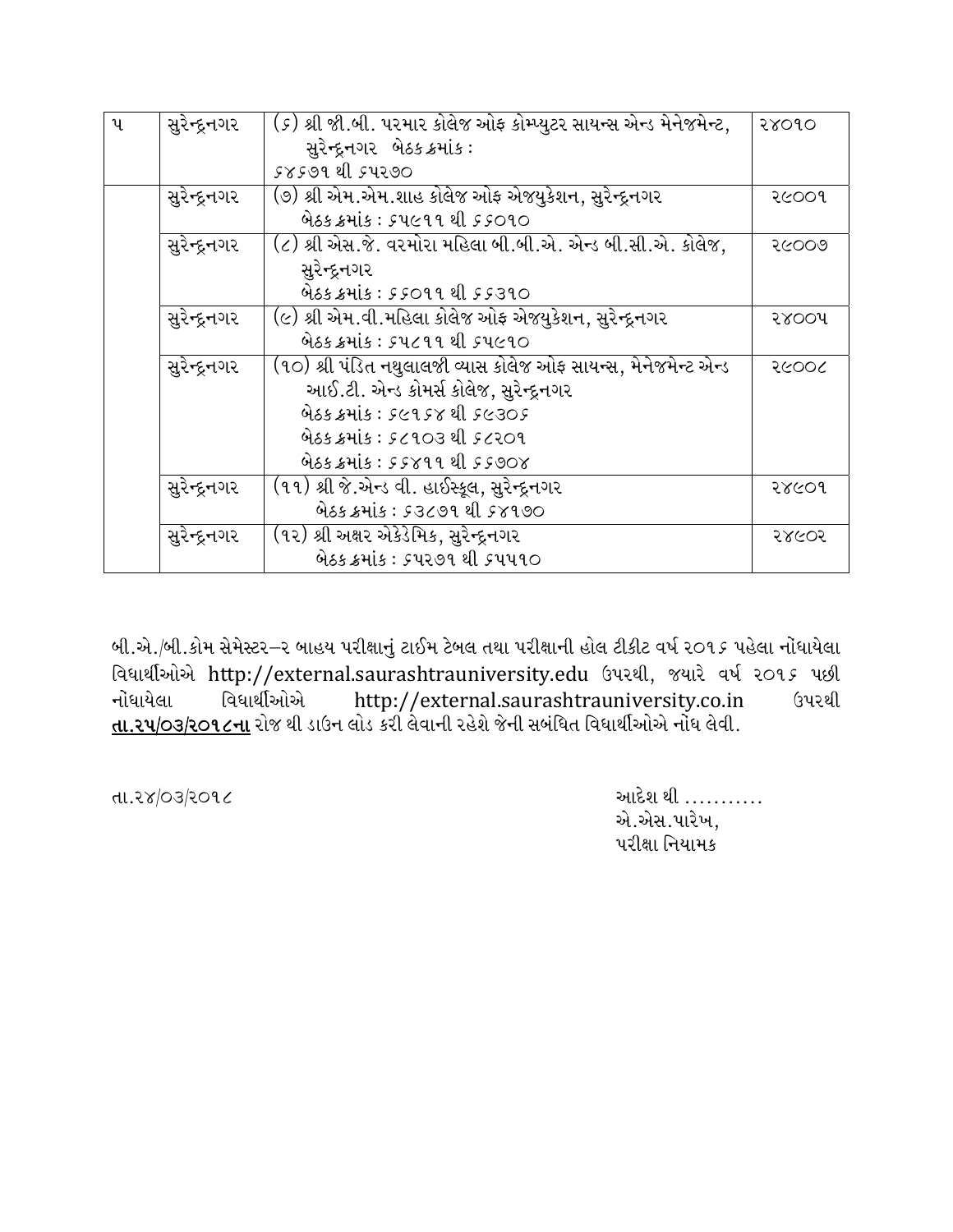| | | | |
|---|---|---|---|
| ૫ | સુરેન્દ્રનગર | (૬) શ્રી જી.બી. પરમાર કોલેજ ઓફ કોમ્પ્યુટર સાયન્સ એન્ડ મેનેજમેન્ટ, સુરેન્દ્રનગર બેઠક ક્રમાંક : ૬૪૬૭૧ થી ૬૫૨૭૦ | ૨૪૦૧૦ |
| | સુરેન્દ્રનગર | (૭) શ્રી એમ.એમ.શાહ કોલેજ ઓફ એજ્યુકેશન, સુરેન્દ્રનગર બેઠક ક્રમાંક : ૬૫૯૧૧ થી ૬૬૦૧૦ | ૨૯૦૦૧ |
| | સુરેન્દ્રનગર | (૮) શ્રી એસ.જે. વરમોરા મહિલા બી.બી.એ. એન્ડ બી.સી.એ. કોલેજ, સુરેન્દ્રનગર બેઠક ક્રમાંક : ૬૬૦૧૧ થી ૬૬૩૧૦ | ૨૯૦૦૭ |
| | સુરેન્દ્રનગર | (૯) શ્રી એમ.વી.મહિલા કોલેજ ઓફ એજ્યુકેશન, સુરેન્દ્રનગર બેઠક ક્રમાંક : ૬૫૮૧૧ થી ૬૫૯૧૦ | ૨૪૦૦૫ |
| | સુરેન્દ્રનગર | (૧૦) શ્રી પંડિત નથુલાલજી વ્યાસ કોલેજ ઓફ સાયન્સ, મેનેજમેન્ટ એન્ડ આઈ.ટી. એન્ડ કોમર્સ કોલેજ, સુરેન્દ્રનગર બેઠક ક્રમાંક : ૬૯૧૬૪ થી ૬૯૩૦૬ બેઠક ક્રમાંક : ૬૮૧૦૩ થી ૬૮૨૦૧ બેઠક ક્રમાંક : ૬૬૪૧૧ થી ૬૬૭૦૪ | ૨૯૦૦૮ |
| | સુરેન્દ્રનગર | (૧૧) શ્રી જે.એન્ડ વી. હાઈસ્કૂલ, સુરેન્દ્રનગર બેઠક ક્રમાંક : ૬૩૮૭૧ થી ૬૪૧૭૦ | ૨૪૯૦૧ |
| | સુરેન્દ્રનગર | (૧૨) શ્રી અક્ષર એકેડેમિક, સુરેન્દ્રનગર બેઠક ક્રમાંક : ૬૫૨૭૧ થી ૬૫૫૧૦ | ૨૪૯૦૨ |

બી.એ./બી.કોમ સેમેસ્ટર–૨ બાહય પરીક્ષાનું ટાઈમ ટેબલ તથા પરીક્ષાની હોલ ટીકીટ વર્ષ ૨૦૧૬ પહેલા નોંધાયેલા વિધાર્થીઓએ http://external.saurashtrauniversity.edu ઉપરથી, જ્યારે વર્ષ ૨૦૧૬ પછી નોંધાયેલા વિધાર્થીઓએ http://external.saurashtrauniversity.co.in ઉપરથી <u>**તા.૨૫/૦૩/૨૦૧૮ના**</u> રોજ થી ડાઉન લોડ કરી લેવાની રહેશે જેની સબંધિત વિધાર્થીઓએ નોંધ લેવી.

તા.૨૪/૦૩/૨૦૧૮

આદેશ થી ...........
એ.એસ.પારેખ,
પરીક્ષા નિયામક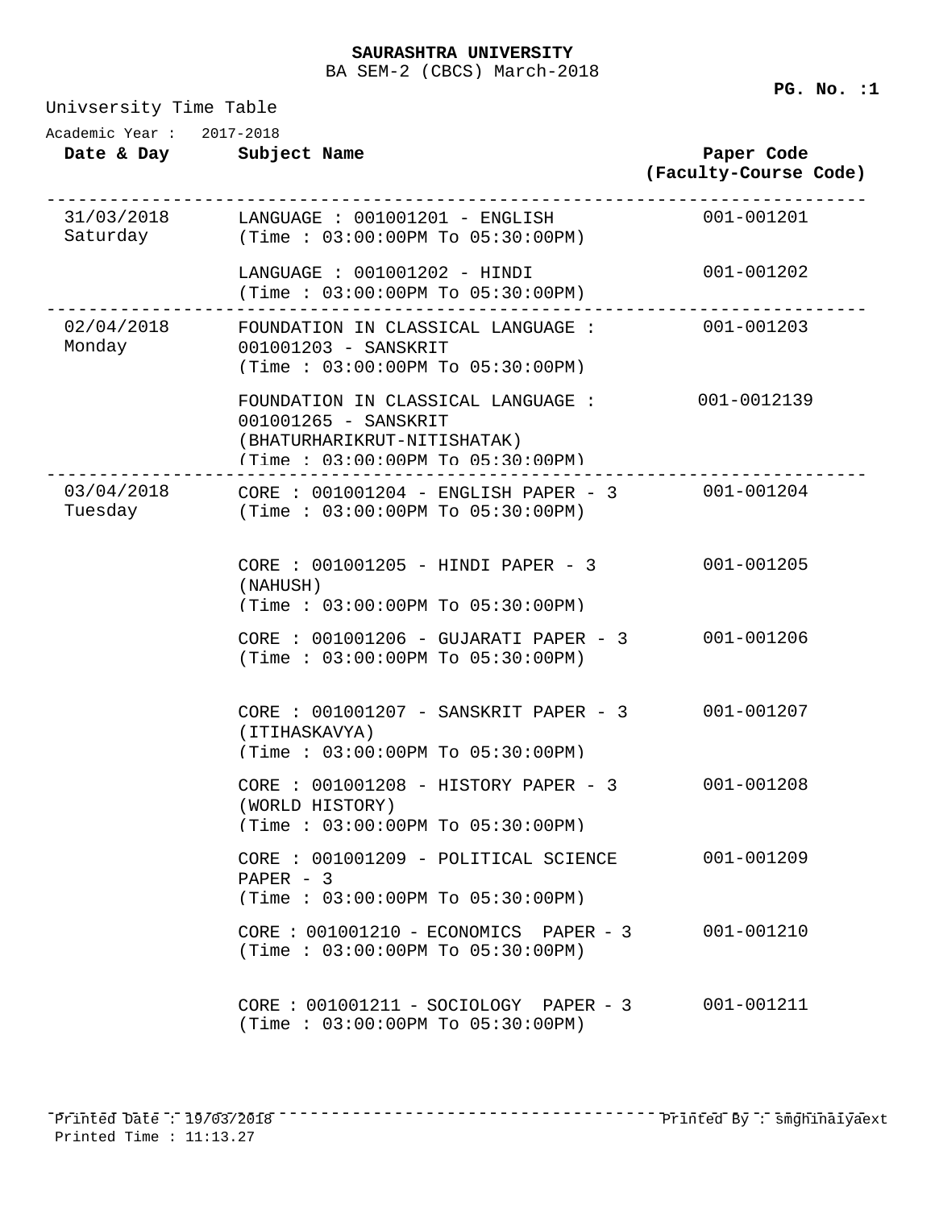**SAURASHTRA UNIVERSITY**

BA SEM-2 (CBCS) March-2018

**PG. No. :1**

Univsersity Time Table

Academic Year : 2017-2018

| Date & Day | Subject Name | Paper Code (Faculty-Course Code) |
|---|---|---|
| 31/03/2018 Saturday | LANGUAGE : 001001201 - ENGLISH (Time : 03:00:00PM To 05:30:00PM) | 001-001201 |
| | LANGUAGE : 001001202 - HINDI (Time : 03:00:00PM To 05:30:00PM) | 001-001202 |
| 02/04/2018 Monday | FOUNDATION IN CLASSICAL LANGUAGE : 001001203 - SANSKRIT (Time : 03:00:00PM To 05:30:00PM) | 001-001203 |
| | FOUNDATION IN CLASSICAL LANGUAGE : 001001265 - SANSKRIT (BHATURHARIKRUT-NITISHATAK) (Time : 03:00:00PM To 05:30:00PM) | 001-0012139 |
| 03/04/2018 Tuesday | CORE : 001001204 - ENGLISH PAPER - 3 (Time : 03:00:00PM To 05:30:00PM) | 001-001204 |
| | CORE : 001001205 - HINDI PAPER - 3 (NAHUSH) (Time : 03:00:00PM To 05:30:00PM) | 001-001205 |
| | CORE : 001001206 - GUJARATI PAPER - 3 (Time : 03:00:00PM To 05:30:00PM) | 001-001206 |
| | CORE : 001001207 - SANSKRIT PAPER - 3 (ITIHASKAVYA) (Time : 03:00:00PM To 05:30:00PM) | 001-001207 |
| | CORE : 001001208 - HISTORY PAPER - 3 (WORLD HISTORY) (Time : 03:00:00PM To 05:30:00PM) | 001-001208 |
| | CORE : 001001209 - POLITICAL SCIENCE PAPER - 3 (Time : 03:00:00PM To 05:30:00PM) | 001-001209 |
| | CORE : 001001210 - ECONOMICS PAPER - 3 (Time : 03:00:00PM To 05:30:00PM) | 001-001210 |
| | CORE : 001001211 - SOCIOLOGY PAPER - 3 (Time : 03:00:00PM To 05:30:00PM) | 001-001211 |

Printed Date : 19/03/2018
Printed Time : 11:13.27

Printed By : smghinaiyaext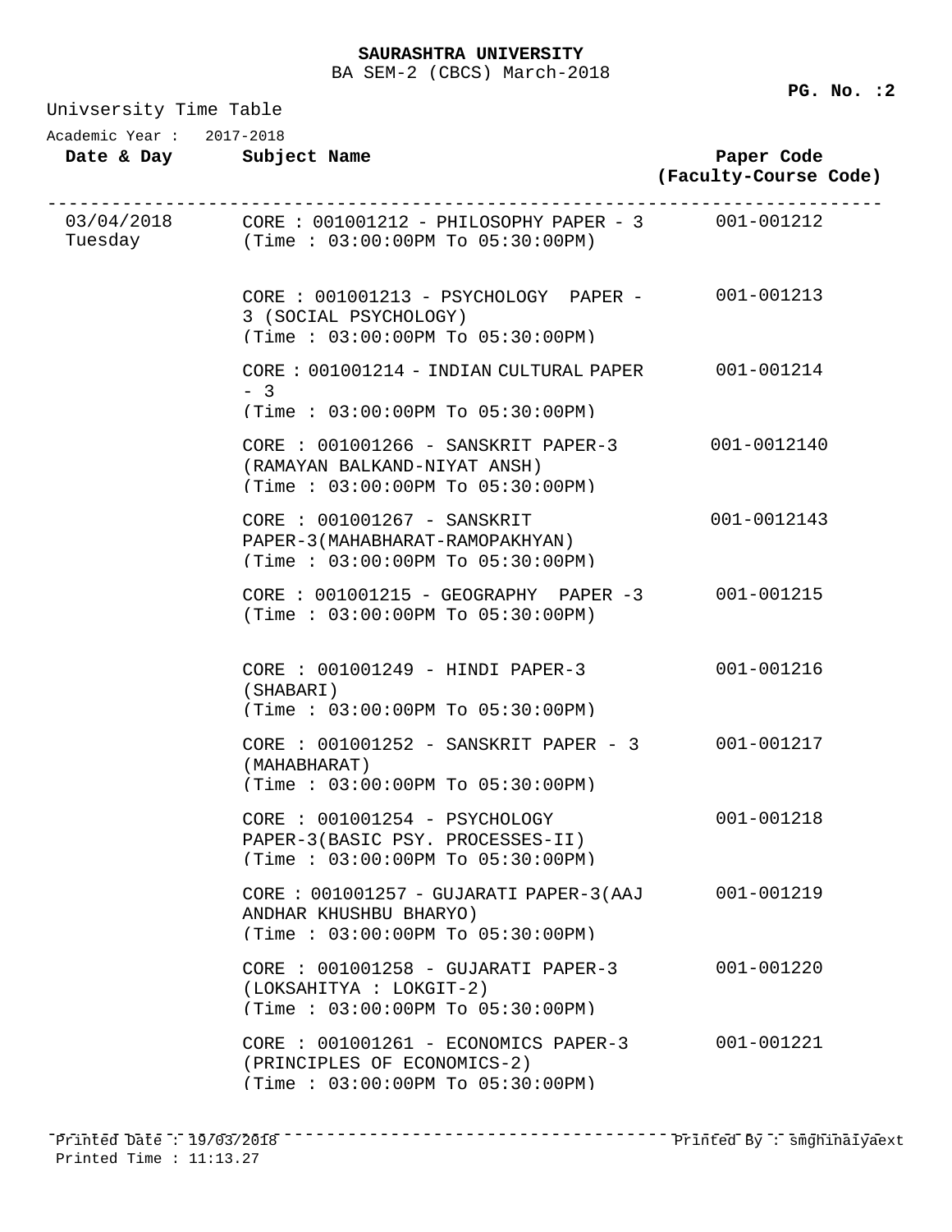**SAURASHTRA UNIVERSITY**

BA SEM-2 (CBCS) March-2018

Univsersity Time Table

Academic Year : 2017-2018

| Date & Day | Subject Name | Paper Code (Faculty-Course Code) |
|---|---|---|
| 03/04/2018 Tuesday | CORE : 001001212 - PHILOSOPHY PAPER - 3 (Time : 03:00:00PM To 05:30:00PM) | 001-001212 |
| | CORE : 001001213 - PSYCHOLOGY PAPER - 3 (SOCIAL PSYCHOLOGY) (Time : 03:00:00PM To 05:30:00PM) | 001-001213 |
| | CORE : 001001214 - INDIAN CULTURAL PAPER - 3 (Time : 03:00:00PM To 05:30:00PM) | 001-001214 |
| | CORE : 001001266 - SANSKRIT PAPER-3 (RAMAYAN BALKAND-NIYAT ANSH) (Time : 03:00:00PM To 05:30:00PM) | 001-0012140 |
| | CORE : 001001267 - SANSKRIT PAPER-3(MAHABHARAT-RAMOPAKHYAN) (Time : 03:00:00PM To 05:30:00PM) | 001-0012143 |
| | CORE : 001001215 - GEOGRAPHY PAPER -3 (Time : 03:00:00PM To 05:30:00PM) | 001-001215 |
| | CORE : 001001249 - HINDI PAPER-3 (SHABARI) (Time : 03:00:00PM To 05:30:00PM) | 001-001216 |
| | CORE : 001001252 - SANSKRIT PAPER - 3 (MAHABHARAT) (Time : 03:00:00PM To 05:30:00PM) | 001-001217 |
| | CORE : 001001254 - PSYCHOLOGY PAPER-3(BASIC PSY. PROCESSES-II) (Time : 03:00:00PM To 05:30:00PM) | 001-001218 |
| | CORE : 001001257 - GUJARATI PAPER-3(AAJ ANDHAR KHUSHBU BHARYO) (Time : 03:00:00PM To 05:30:00PM) | 001-001219 |
| | CORE : 001001258 - GUJARATI PAPER-3 (LOKSAHITYA : LOKGIT-2) (Time : 03:00:00PM To 05:30:00PM) | 001-001220 |
| | CORE : 001001261 - ECONOMICS PAPER-3 (PRINCIPLES OF ECONOMICS-2) (Time : 03:00:00PM To 05:30:00PM) | 001-001221 |

Printed Date : 19/03/2018
Printed Time : 11:13.27

Printed By : smghinaiyaext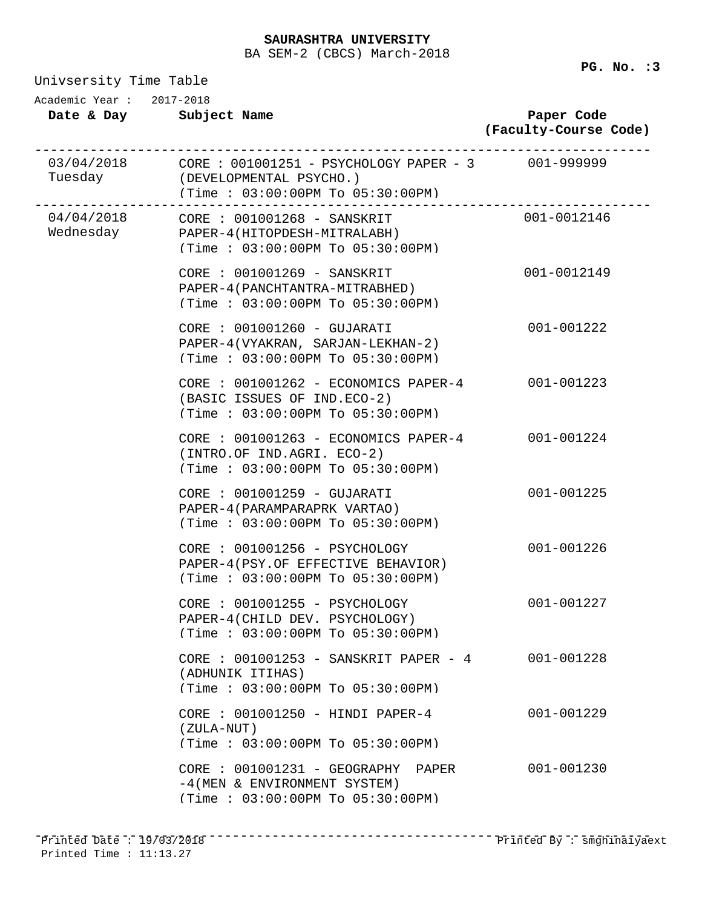**SAURASHTRA UNIVERSITY**
BA SEM-2 (CBCS) March-2018

Univsersity Time Table

Academic Year : 2017-2018

| Date & Day | Subject Name | Paper Code (Faculty-Course Code) |
|---|---|---|
| 03/04/2018 Tuesday | CORE : 001001251 - PSYCHOLOGY PAPER - 3 (DEVELOPMENTAL PSYCHO.) (Time : 03:00:00PM To 05:30:00PM) | 001-999999 |
| 04/04/2018 Wednesday | CORE : 001001268 - SANSKRIT PAPER-4(HITOPDESH-MITRALABH) (Time : 03:00:00PM To 05:30:00PM) | 001-0012146 |
| | CORE : 001001269 - SANSKRIT PAPER-4(PANCHTANTRA-MITRABHED) (Time : 03:00:00PM To 05:30:00PM) | 001-0012149 |
| | CORE : 001001260 - GUJARATI PAPER-4(VYAKRAN, SARJAN-LEKHAN-2) (Time : 03:00:00PM To 05:30:00PM) | 001-001222 |
| | CORE : 001001262 - ECONOMICS PAPER-4 (BASIC ISSUES OF IND.ECO-2) (Time : 03:00:00PM To 05:30:00PM) | 001-001223 |
| | CORE : 001001263 - ECONOMICS PAPER-4 (INTRO.OF IND.AGRI. ECO-2) (Time : 03:00:00PM To 05:30:00PM) | 001-001224 |
| | CORE : 001001259 - GUJARATI PAPER-4(PARAMPARAPRK VARTAO) (Time : 03:00:00PM To 05:30:00PM) | 001-001225 |
| | CORE : 001001256 - PSYCHOLOGY PAPER-4(PSY.OF EFFECTIVE BEHAVIOR) (Time : 03:00:00PM To 05:30:00PM) | 001-001226 |
| | CORE : 001001255 - PSYCHOLOGY PAPER-4(CHILD DEV. PSYCHOLOGY) (Time : 03:00:00PM To 05:30:00PM) | 001-001227 |
| | CORE : 001001253 - SANSKRIT PAPER - 4 (ADHUNIK ITIHAS) (Time : 03:00:00PM To 05:30:00PM) | 001-001228 |
| | CORE : 001001250 - HINDI PAPER-4 (ZULA-NUT) (Time : 03:00:00PM To 05:30:00PM) | 001-001229 |
| | CORE : 001001231 - GEOGRAPHY PAPER -4(MEN & ENVIRONMENT SYSTEM) (Time : 03:00:00PM To 05:30:00PM) | 001-001230 |

Printed Date : 19/03/2018
Printed Time : 11:13.27
Printed By : smghinaiyaext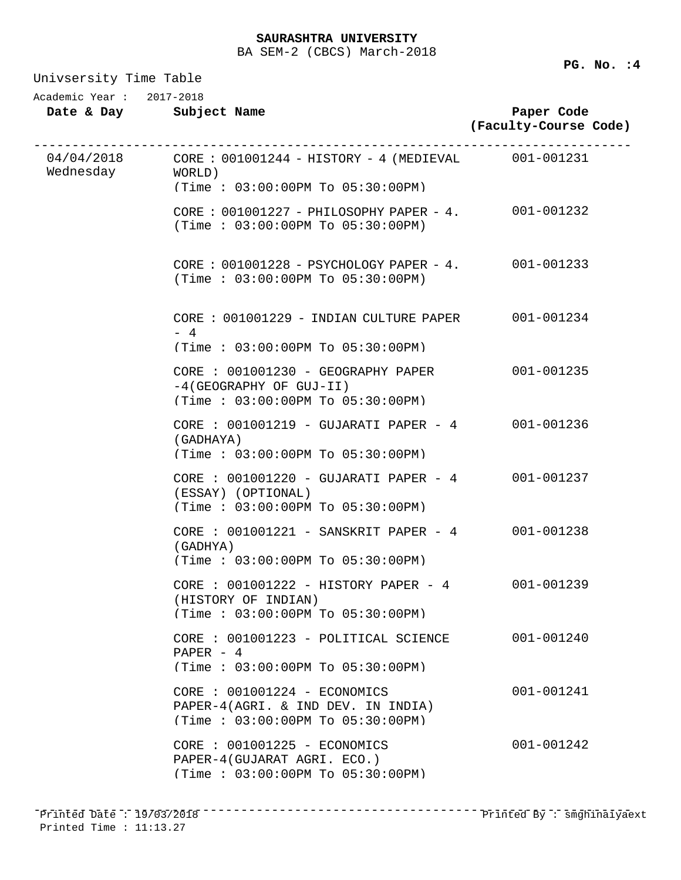**SAURASHTRA UNIVERSITY**

BA SEM-2 (CBCS) March-2018

**PG. No. :4**

Univsersity Time Table

Academic Year : 2017-2018

| Date & Day | Subject Name | Paper Code (Faculty-Course Code) |
|---|---|---|
| 04/04/2018 Wednesday | CORE : 001001244 - HISTORY - 4 (MEDIEVAL WORLD) (Time : 03:00:00PM To 05:30:00PM) | 001-001231 |
| | CORE : 001001227 - PHILOSOPHY PAPER - 4. (Time : 03:00:00PM To 05:30:00PM) | 001-001232 |
| | CORE : 001001228 - PSYCHOLOGY PAPER - 4. (Time : 03:00:00PM To 05:30:00PM) | 001-001233 |
| | CORE : 001001229 - INDIAN CULTURE PAPER - 4 (Time : 03:00:00PM To 05:30:00PM) | 001-001234 |
| | CORE : 001001230 - GEOGRAPHY PAPER -4(GEOGRAPHY OF GUJ-II) (Time : 03:00:00PM To 05:30:00PM) | 001-001235 |
| | CORE : 001001219 - GUJARATI PAPER - 4 (GADHAYA) (Time : 03:00:00PM To 05:30:00PM) | 001-001236 |
| | CORE : 001001220 - GUJARATI PAPER - 4 (ESSAY) (OPTIONAL) (Time : 03:00:00PM To 05:30:00PM) | 001-001237 |
| | CORE : 001001221 - SANSKRIT PAPER - 4 (GADHYA) (Time : 03:00:00PM To 05:30:00PM) | 001-001238 |
| | CORE : 001001222 - HISTORY PAPER - 4 (HISTORY OF INDIAN) (Time : 03:00:00PM To 05:30:00PM) | 001-001239 |
| | CORE : 001001223 - POLITICAL SCIENCE PAPER - 4 (Time : 03:00:00PM To 05:30:00PM) | 001-001240 |
| | CORE : 001001224 - ECONOMICS PAPER-4(AGRI. & IND DEV. IN INDIA) (Time : 03:00:00PM To 05:30:00PM) | 001-001241 |
| | CORE : 001001225 - ECONOMICS PAPER-4(GUJARAT AGRI. ECO.) (Time : 03:00:00PM To 05:30:00PM) | 001-001242 |

Printed Date : 19/03/2018
Printed Time : 11:13.27

Printed By : smghinaiyaext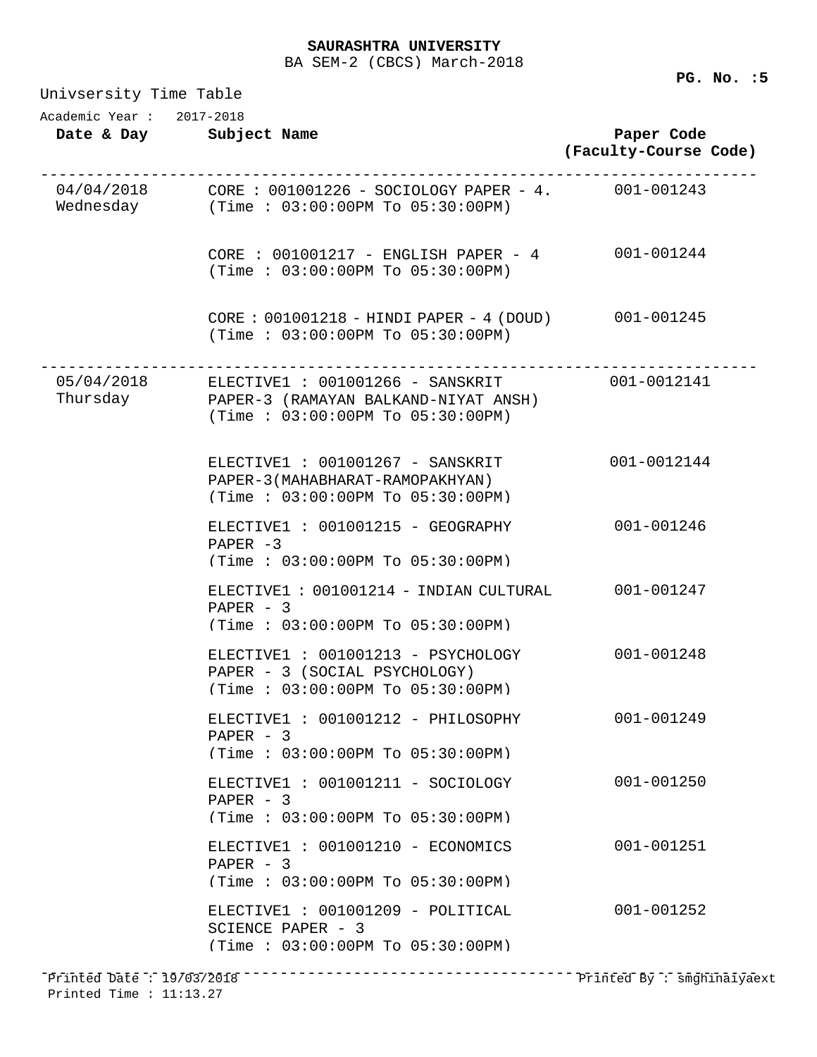**SAURASHTRA UNIVERSITY**
BA SEM-2 (CBCS) March-2018

Univsersity Time Table

Academic Year : 2017-2018

| Date & Day | Subject Name | Paper Code (Faculty-Course Code) |
|---|---|---|
| 04/04/2018 Wednesday | CORE : 001001226 - SOCIOLOGY PAPER - 4. (Time : 03:00:00PM To 05:30:00PM) | 001-001243 |
| | CORE : 001001217 - ENGLISH PAPER - 4 (Time : 03:00:00PM To 05:30:00PM) | 001-001244 |
| | CORE : 001001218 - HINDI PAPER - 4 (DOUD) (Time : 03:00:00PM To 05:30:00PM) | 001-001245 |
| 05/04/2018 Thursday | ELECTIVE1 : 001001266 - SANSKRIT PAPER-3 (RAMAYAN BALKAND-NIYAT ANSH) (Time : 03:00:00PM To 05:30:00PM) | 001-0012141 |
| | ELECTIVE1 : 001001267 - SANSKRIT PAPER-3(MAHABHARAT-RAMOPAKHYAN) (Time : 03:00:00PM To 05:30:00PM) | 001-0012144 |
| | ELECTIVE1 : 001001215 - GEOGRAPHY PAPER -3 (Time : 03:00:00PM To 05:30:00PM) | 001-001246 |
| | ELECTIVE1 : 001001214 - INDIAN CULTURAL PAPER - 3 (Time : 03:00:00PM To 05:30:00PM) | 001-001247 |
| | ELECTIVE1 : 001001213 - PSYCHOLOGY PAPER - 3 (SOCIAL PSYCHOLOGY) (Time : 03:00:00PM To 05:30:00PM) | 001-001248 |
| | ELECTIVE1 : 001001212 - PHILOSOPHY PAPER - 3 (Time : 03:00:00PM To 05:30:00PM) | 001-001249 |
| | ELECTIVE1 : 001001211 - SOCIOLOGY PAPER - 3 (Time : 03:00:00PM To 05:30:00PM) | 001-001250 |
| | ELECTIVE1 : 001001210 - ECONOMICS PAPER - 3 (Time : 03:00:00PM To 05:30:00PM) | 001-001251 |
| | ELECTIVE1 : 001001209 - POLITICAL SCIENCE PAPER - 3 (Time : 03:00:00PM To 05:30:00PM) | 001-001252 |

Printed Date : 19/03/2018
Printed Time : 11:13.27

Printed By : smghinaiyaext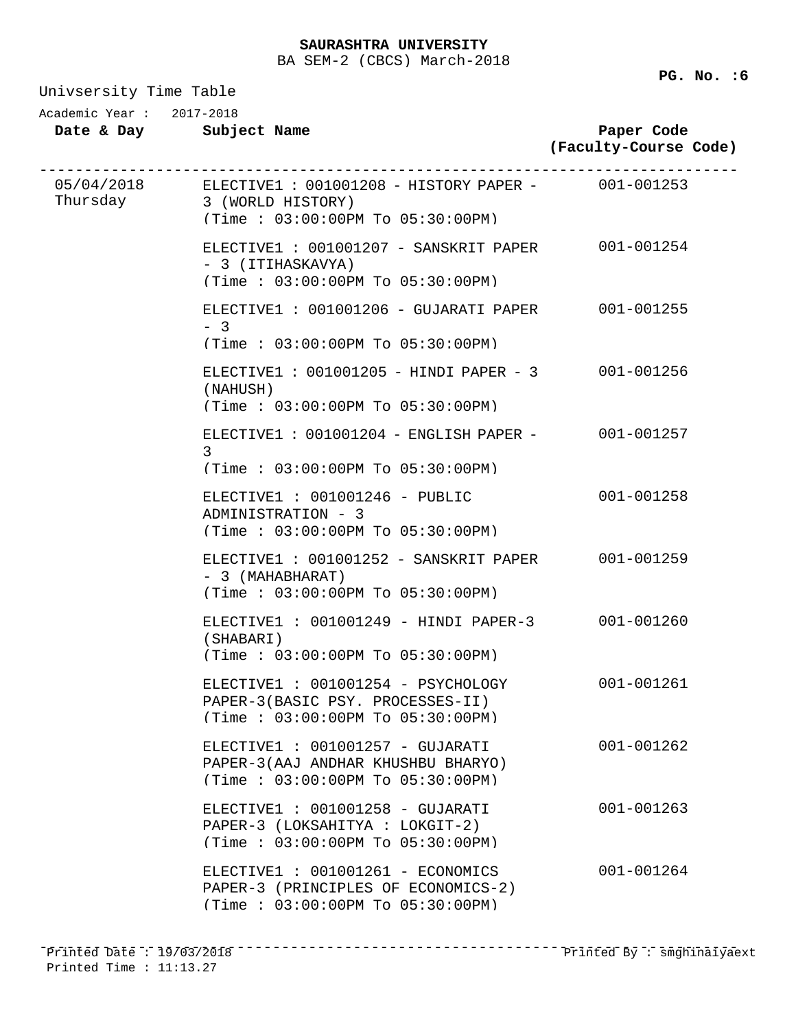**SAURASHTRA UNIVERSITY**

BA SEM-2 (CBCS) March-2018

Univsersity Time Table

Academic Year : 2017-2018

| Date & Day | Subject Name | Paper Code (Faculty-Course Code) |
|---|---|---|
| 05/04/2018 Thursday | ELECTIVE1 : 001001208 - HISTORY PAPER - 3 (WORLD HISTORY) (Time : 03:00:00PM To 05:30:00PM) | 001-001253 |
| | ELECTIVE1 : 001001207 - SANSKRIT PAPER - 3 (ITIHASKAVYA) (Time : 03:00:00PM To 05:30:00PM) | 001-001254 |
| | ELECTIVE1 : 001001206 - GUJARATI PAPER - 3 (Time : 03:00:00PM To 05:30:00PM) | 001-001255 |
| | ELECTIVE1 : 001001205 - HINDI PAPER - 3 (NAHUSH) (Time : 03:00:00PM To 05:30:00PM) | 001-001256 |
| | ELECTIVE1 : 001001204 - ENGLISH PAPER - 3 (Time : 03:00:00PM To 05:30:00PM) | 001-001257 |
| | ELECTIVE1 : 001001246 - PUBLIC ADMINISTRATION - 3 (Time : 03:00:00PM To 05:30:00PM) | 001-001258 |
| | ELECTIVE1 : 001001252 - SANSKRIT PAPER - 3 (MAHABHARAT) (Time : 03:00:00PM To 05:30:00PM) | 001-001259 |
| | ELECTIVE1 : 001001249 - HINDI PAPER-3 (SHABARI) (Time : 03:00:00PM To 05:30:00PM) | 001-001260 |
| | ELECTIVE1 : 001001254 - PSYCHOLOGY PAPER-3(BASIC PSY. PROCESSES-II) (Time : 03:00:00PM To 05:30:00PM) | 001-001261 |
| | ELECTIVE1 : 001001257 - GUJARATI PAPER-3(AAJ ANDHAR KHUSHBU BHARYO) (Time : 03:00:00PM To 05:30:00PM) | 001-001262 |
| | ELECTIVE1 : 001001258 - GUJARATI PAPER-3 (LOKSAHITYA : LOKGIT-2) (Time : 03:00:00PM To 05:30:00PM) | 001-001263 |
| | ELECTIVE1 : 001001261 - ECONOMICS PAPER-3 (PRINCIPLES OF ECONOMICS-2) (Time : 03:00:00PM To 05:30:00PM) | 001-001264 |

Printed Date : 19/03/2018 Printed By : smghinaiyaext

Printed Time : 11:13.27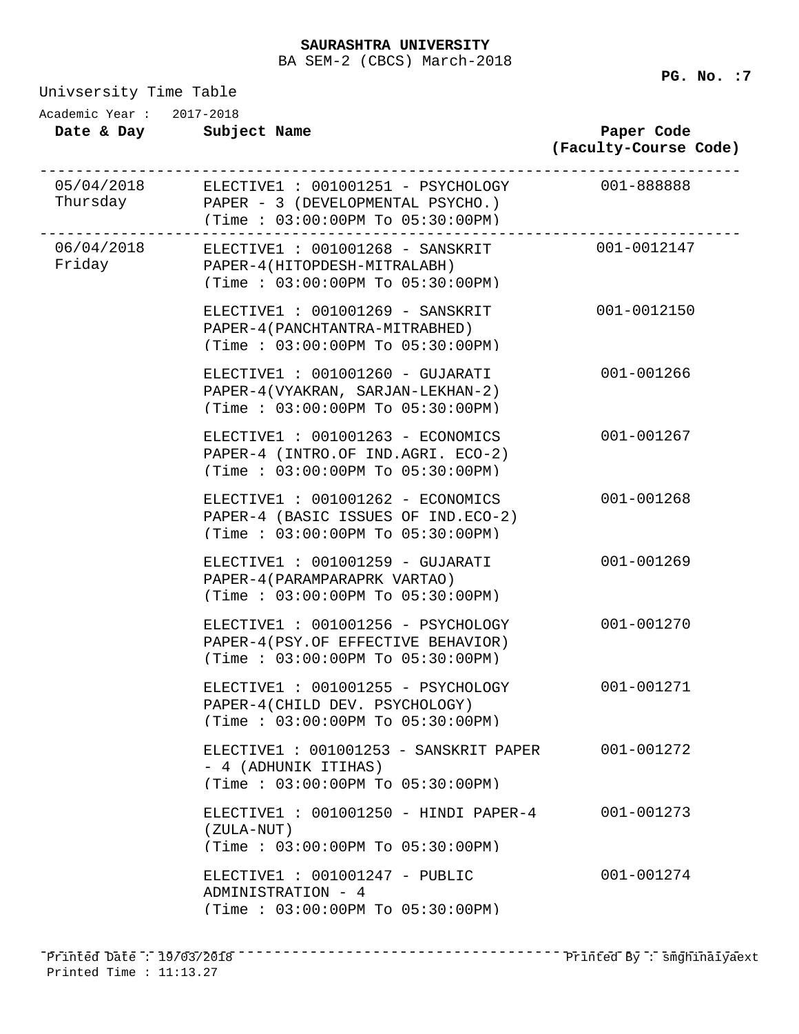**SAURASHTRA UNIVERSITY**
BA SEM-2 (CBCS) March-2018

Univsersity Time Table

Academic Year : 2017-2018

| Date & Day | Subject Name | Paper Code (Faculty-Course Code) |
|---|---|---|
| 05/04/2018 Thursday | ELECTIVE1 : 001001251 - PSYCHOLOGY PAPER - 3 (DEVELOPMENTAL PSYCHO.) (Time : 03:00:00PM To 05:30:00PM) | 001-888888 |
| 06/04/2018 Friday | ELECTIVE1 : 001001268 - SANSKRIT PAPER-4(HITOPDESH-MITRALABH) (Time : 03:00:00PM To 05:30:00PM) | 001-0012147 |
| | ELECTIVE1 : 001001269 - SANSKRIT PAPER-4(PANCHTANTRA-MITRABHED) (Time : 03:00:00PM To 05:30:00PM) | 001-0012150 |
| | ELECTIVE1 : 001001260 - GUJARATI PAPER-4(VYAKRAN, SARJAN-LEKHAN-2) (Time : 03:00:00PM To 05:30:00PM) | 001-001266 |
| | ELECTIVE1 : 001001263 - ECONOMICS PAPER-4 (INTRO.OF IND.AGRI. ECO-2) (Time : 03:00:00PM To 05:30:00PM) | 001-001267 |
| | ELECTIVE1 : 001001262 - ECONOMICS PAPER-4 (BASIC ISSUES OF IND.ECO-2) (Time : 03:00:00PM To 05:30:00PM) | 001-001268 |
| | ELECTIVE1 : 001001259 - GUJARATI PAPER-4(PARAMPARAPRK VARTAO) (Time : 03:00:00PM To 05:30:00PM) | 001-001269 |
| | ELECTIVE1 : 001001256 - PSYCHOLOGY PAPER-4(PSY.OF EFFECTIVE BEHAVIOR) (Time : 03:00:00PM To 05:30:00PM) | 001-001270 |
| | ELECTIVE1 : 001001255 - PSYCHOLOGY PAPER-4(CHILD DEV. PSYCHOLOGY) (Time : 03:00:00PM To 05:30:00PM) | 001-001271 |
| | ELECTIVE1 : 001001253 - SANSKRIT PAPER - 4 (ADHUNIK ITIHAS) (Time : 03:00:00PM To 05:30:00PM) | 001-001272 |
| | ELECTIVE1 : 001001250 - HINDI PAPER-4 (ZULA-NUT) (Time : 03:00:00PM To 05:30:00PM) | 001-001273 |
| | ELECTIVE1 : 001001247 - PUBLIC ADMINISTRATION - 4 (Time : 03:00:00PM To 05:30:00PM) | 001-001274 |

Printed Date : 19/03/2018
Printed Time : 11:13.27

Printed By : smghinaiyaext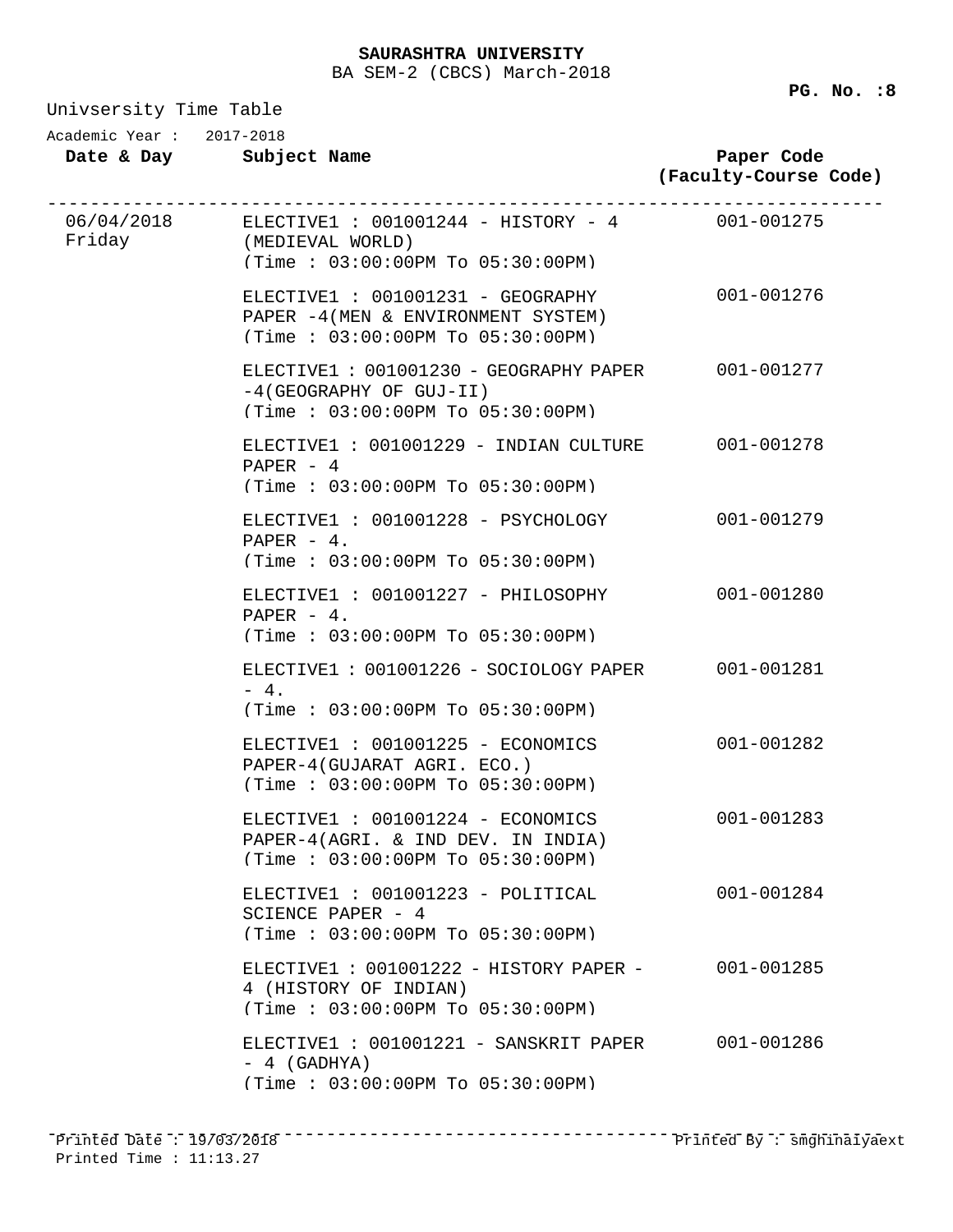**SAURASHTRA UNIVERSITY**

BA SEM-2 (CBCS) March-2018

Univsersity Time Table

Academic Year : 2017-2018

| Date & Day | Subject Name | Paper Code (Faculty-Course Code) |
|---|---|---|
| 06/04/2018 Friday | ELECTIVE1 : 001001244 - HISTORY - 4 (MEDIEVAL WORLD) (Time : 03:00:00PM To 05:30:00PM) | 001-001275 |
| | ELECTIVE1 : 001001231 - GEOGRAPHY PAPER -4(MEN & ENVIRONMENT SYSTEM) (Time : 03:00:00PM To 05:30:00PM) | 001-001276 |
| | ELECTIVE1 : 001001230 - GEOGRAPHY PAPER -4(GEOGRAPHY OF GUJ-II) (Time : 03:00:00PM To 05:30:00PM) | 001-001277 |
| | ELECTIVE1 : 001001229 - INDIAN CULTURE PAPER - 4 (Time : 03:00:00PM To 05:30:00PM) | 001-001278 |
| | ELECTIVE1 : 001001228 - PSYCHOLOGY PAPER - 4. (Time : 03:00:00PM To 05:30:00PM) | 001-001279 |
| | ELECTIVE1 : 001001227 - PHILOSOPHY PAPER - 4. (Time : 03:00:00PM To 05:30:00PM) | 001-001280 |
| | ELECTIVE1 : 001001226 - SOCIOLOGY PAPER - 4. (Time : 03:00:00PM To 05:30:00PM) | 001-001281 |
| | ELECTIVE1 : 001001225 - ECONOMICS PAPER-4(GUJARAT AGRI. ECO.) (Time : 03:00:00PM To 05:30:00PM) | 001-001282 |
| | ELECTIVE1 : 001001224 - ECONOMICS PAPER-4(AGRI. & IND DEV. IN INDIA) (Time : 03:00:00PM To 05:30:00PM) | 001-001283 |
| | ELECTIVE1 : 001001223 - POLITICAL SCIENCE PAPER - 4 (Time : 03:00:00PM To 05:30:00PM) | 001-001284 |
| | ELECTIVE1 : 001001222 - HISTORY PAPER - 4 (HISTORY OF INDIAN) (Time : 03:00:00PM To 05:30:00PM) | 001-001285 |
| | ELECTIVE1 : 001001221 - SANSKRIT PAPER - 4 (GADHYA) (Time : 03:00:00PM To 05:30:00PM) | 001-001286 |

Printed Date : 19/03/2018
Printed Time : 11:13.27

Printed By : smghinaiyaext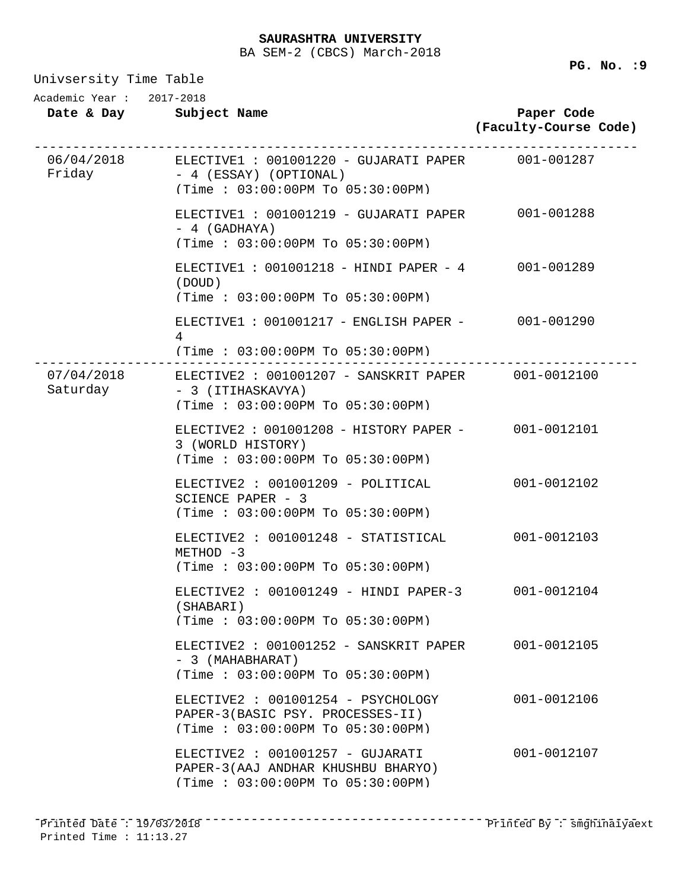**SAURASHTRA UNIVERSITY**

BA SEM-2 (CBCS) March-2018

**PG. No. :9**

Univsersity Time Table

Academic Year : 2017-2018

| Date & Day | Subject Name | Paper Code (Faculty-Course Code) |
|---|---|---|
| 06/04/2018 Friday | ELECTIVE1 : 001001220 - GUJARATI PAPER - 4 (ESSAY) (OPTIONAL) (Time : 03:00:00PM To 05:30:00PM) | 001-001287 |
| | ELECTIVE1 : 001001219 - GUJARATI PAPER - 4 (GADHAYA) (Time : 03:00:00PM To 05:30:00PM) | 001-001288 |
| | ELECTIVE1 : 001001218 - HINDI PAPER - 4 (DOUD) (Time : 03:00:00PM To 05:30:00PM) | 001-001289 |
| | ELECTIVE1 : 001001217 - ENGLISH PAPER - 4 (Time : 03:00:00PM To 05:30:00PM) | 001-001290 |
| 07/04/2018 Saturday | ELECTIVE2 : 001001207 - SANSKRIT PAPER - 3 (ITIHASKAVYA) (Time : 03:00:00PM To 05:30:00PM) | 001-0012100 |
| | ELECTIVE2 : 001001208 - HISTORY PAPER - 3 (WORLD HISTORY) (Time : 03:00:00PM To 05:30:00PM) | 001-0012101 |
| | ELECTIVE2 : 001001209 - POLITICAL SCIENCE PAPER - 3 (Time : 03:00:00PM To 05:30:00PM) | 001-0012102 |
| | ELECTIVE2 : 001001248 - STATISTICAL METHOD -3 (Time : 03:00:00PM To 05:30:00PM) | 001-0012103 |
| | ELECTIVE2 : 001001249 - HINDI PAPER-3 (SHABARI) (Time : 03:00:00PM To 05:30:00PM) | 001-0012104 |
| | ELECTIVE2 : 001001252 - SANSKRIT PAPER - 3 (MAHABHARAT) (Time : 03:00:00PM To 05:30:00PM) | 001-0012105 |
| | ELECTIVE2 : 001001254 - PSYCHOLOGY PAPER-3(BASIC PSY. PROCESSES-II) (Time : 03:00:00PM To 05:30:00PM) | 001-0012106 |
| | ELECTIVE2 : 001001257 - GUJARATI PAPER-3(AAJ ANDHAR KHUSHBU BHARYO) (Time : 03:00:00PM To 05:30:00PM) | 001-0012107 |

Printed Date : 19/03/2018
Printed Time : 11:13.27

Printed By : smghinaiyaext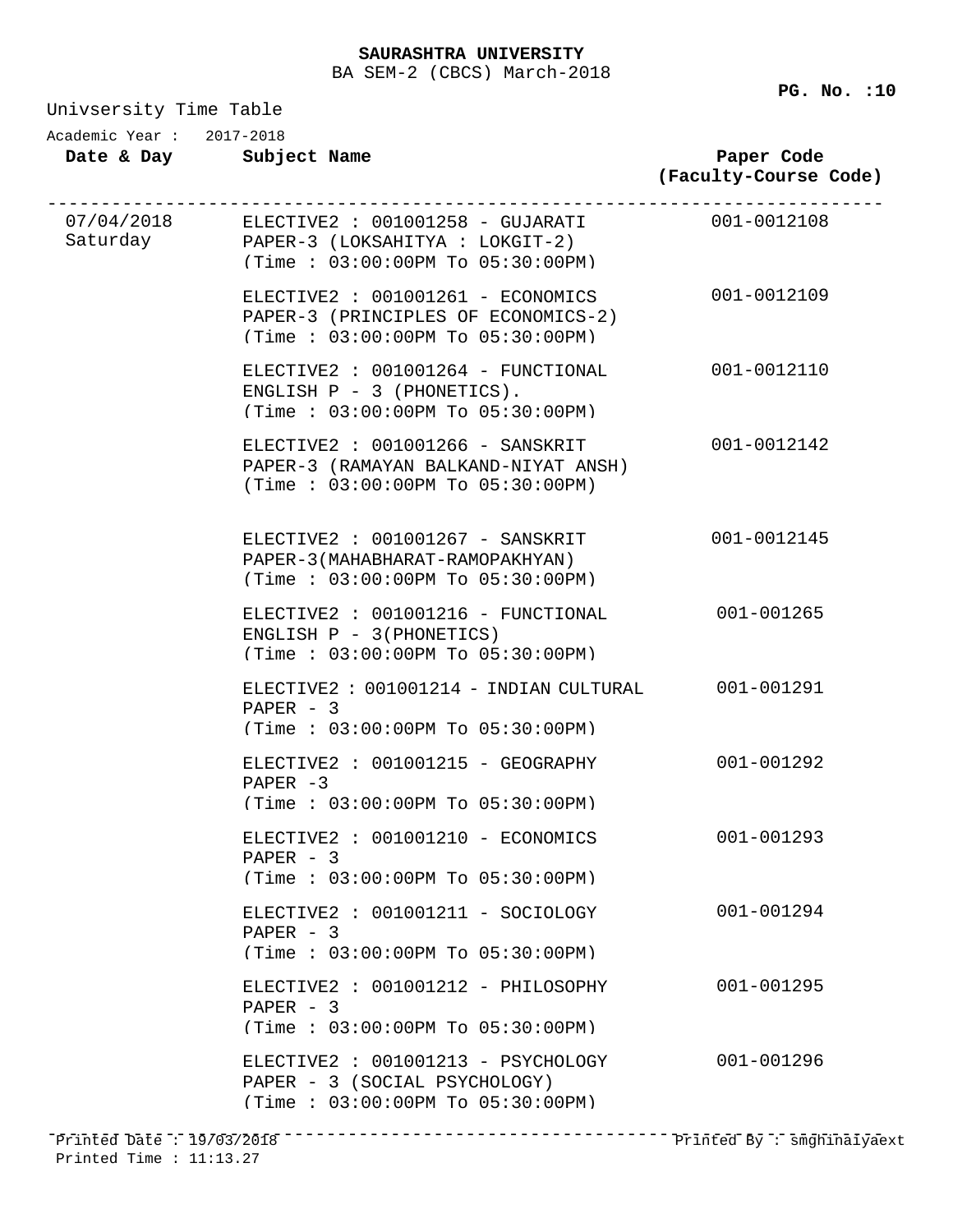**SAURASHTRA UNIVERSITY**

BA SEM-2 (CBCS) March-2018

Univsersity Time Table

Academic Year : 2017-2018

| Date & Day | Subject Name | Paper Code (Faculty-Course Code) |
|---|---|---|
| 07/04/2018 Saturday | ELECTIVE2 : 001001258 - GUJARATI PAPER-3 (LOKSAHITYA : LOKGIT-2) (Time : 03:00:00PM To 05:30:00PM) | 001-0012108 |
| | ELECTIVE2 : 001001261 - ECONOMICS PAPER-3 (PRINCIPLES OF ECONOMICS-2) (Time : 03:00:00PM To 05:30:00PM) | 001-0012109 |
| | ELECTIVE2 : 001001264 - FUNCTIONAL ENGLISH P - 3 (PHONETICS). (Time : 03:00:00PM To 05:30:00PM) | 001-0012110 |
| | ELECTIVE2 : 001001266 - SANSKRIT PAPER-3 (RAMAYAN BALKAND-NIYAT ANSH) (Time : 03:00:00PM To 05:30:00PM) | 001-0012142 |
| | ELECTIVE2 : 001001267 - SANSKRIT PAPER-3(MAHABHARAT-RAMOPAKHYAN) (Time : 03:00:00PM To 05:30:00PM) | 001-0012145 |
| | ELECTIVE2 : 001001216 - FUNCTIONAL ENGLISH P - 3(PHONETICS) (Time : 03:00:00PM To 05:30:00PM) | 001-001265 |
| | ELECTIVE2 : 001001214 - INDIAN CULTURAL PAPER - 3 (Time : 03:00:00PM To 05:30:00PM) | 001-001291 |
| | ELECTIVE2 : 001001215 - GEOGRAPHY PAPER -3 (Time : 03:00:00PM To 05:30:00PM) | 001-001292 |
| | ELECTIVE2 : 001001210 - ECONOMICS PAPER - 3 (Time : 03:00:00PM To 05:30:00PM) | 001-001293 |
| | ELECTIVE2 : 001001211 - SOCIOLOGY PAPER - 3 (Time : 03:00:00PM To 05:30:00PM) | 001-001294 |
| | ELECTIVE2 : 001001212 - PHILOSOPHY PAPER - 3 (Time : 03:00:00PM To 05:30:00PM) | 001-001295 |
| | ELECTIVE2 : 001001213 - PSYCHOLOGY PAPER - 3 (SOCIAL PSYCHOLOGY) (Time : 03:00:00PM To 05:30:00PM) | 001-001296 |

Printed Date : 19/03/2018
Printed Time : 11:13.27

Printed By : smghinaiyaext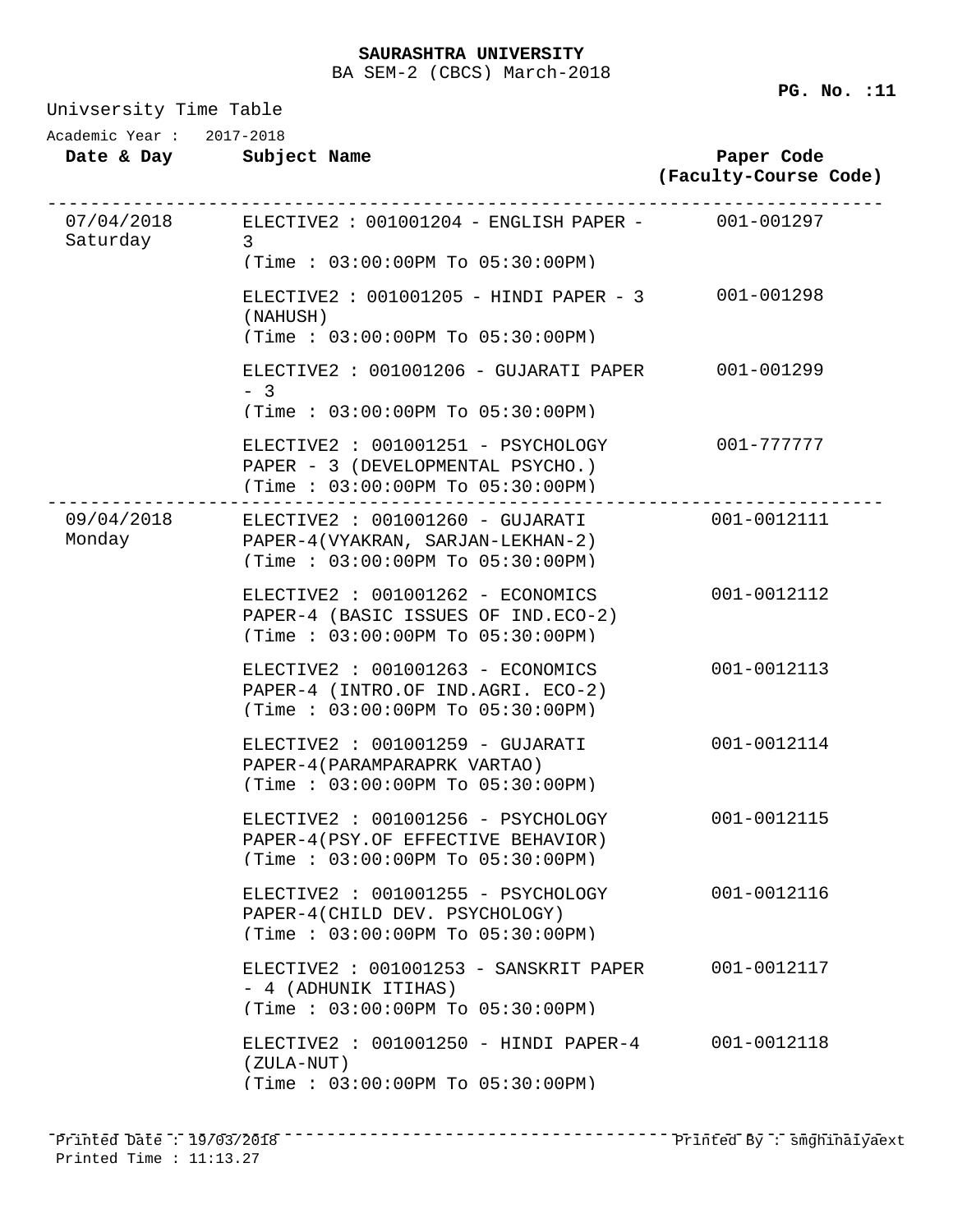**SAURASHTRA UNIVERSITY**

BA SEM-2 (CBCS) March-2018

Univsersity Time Table

Academic Year : 2017-2018

| Date & Day | Subject Name | Paper Code (Faculty-Course Code) |
|---|---|---|
| 07/04/2018 Saturday | ELECTIVE2 : 001001204 - ENGLISH PAPER - 3 (Time : 03:00:00PM To 05:30:00PM) | 001-001297 |
| | ELECTIVE2 : 001001205 - HINDI PAPER - 3 (NAHUSH) (Time : 03:00:00PM To 05:30:00PM) | 001-001298 |
| | ELECTIVE2 : 001001206 - GUJARATI PAPER - 3 (Time : 03:00:00PM To 05:30:00PM) | 001-001299 |
| | ELECTIVE2 : 001001251 - PSYCHOLOGY PAPER - 3 (DEVELOPMENTAL PSYCHO.) (Time : 03:00:00PM To 05:30:00PM) | 001-777777 |
| 09/04/2018 Monday | ELECTIVE2 : 001001260 - GUJARATI PAPER-4(VYAKRAN, SARJAN-LEKHAN-2) (Time : 03:00:00PM To 05:30:00PM) | 001-0012111 |
| | ELECTIVE2 : 001001262 - ECONOMICS PAPER-4 (BASIC ISSUES OF IND.ECO-2) (Time : 03:00:00PM To 05:30:00PM) | 001-0012112 |
| | ELECTIVE2 : 001001263 - ECONOMICS PAPER-4 (INTRO.OF IND.AGRI. ECO-2) (Time : 03:00:00PM To 05:30:00PM) | 001-0012113 |
| | ELECTIVE2 : 001001259 - GUJARATI PAPER-4(PARAMPARAPRK VARTAO) (Time : 03:00:00PM To 05:30:00PM) | 001-0012114 |
| | ELECTIVE2 : 001001256 - PSYCHOLOGY PAPER-4(PSY.OF EFFECTIVE BEHAVIOR) (Time : 03:00:00PM To 05:30:00PM) | 001-0012115 |
| | ELECTIVE2 : 001001255 - PSYCHOLOGY PAPER-4(CHILD DEV. PSYCHOLOGY) (Time : 03:00:00PM To 05:30:00PM) | 001-0012116 |
| | ELECTIVE2 : 001001253 - SANSKRIT PAPER - 4 (ADHUNIK ITIHAS) (Time : 03:00:00PM To 05:30:00PM) | 001-0012117 |
| | ELECTIVE2 : 001001250 - HINDI PAPER-4 (ZULA-NUT) (Time : 03:00:00PM To 05:30:00PM) | 001-0012118 |

Printed Date : 19/03/2018
Printed Time : 11:13.27

Printed By : smghinaiyaext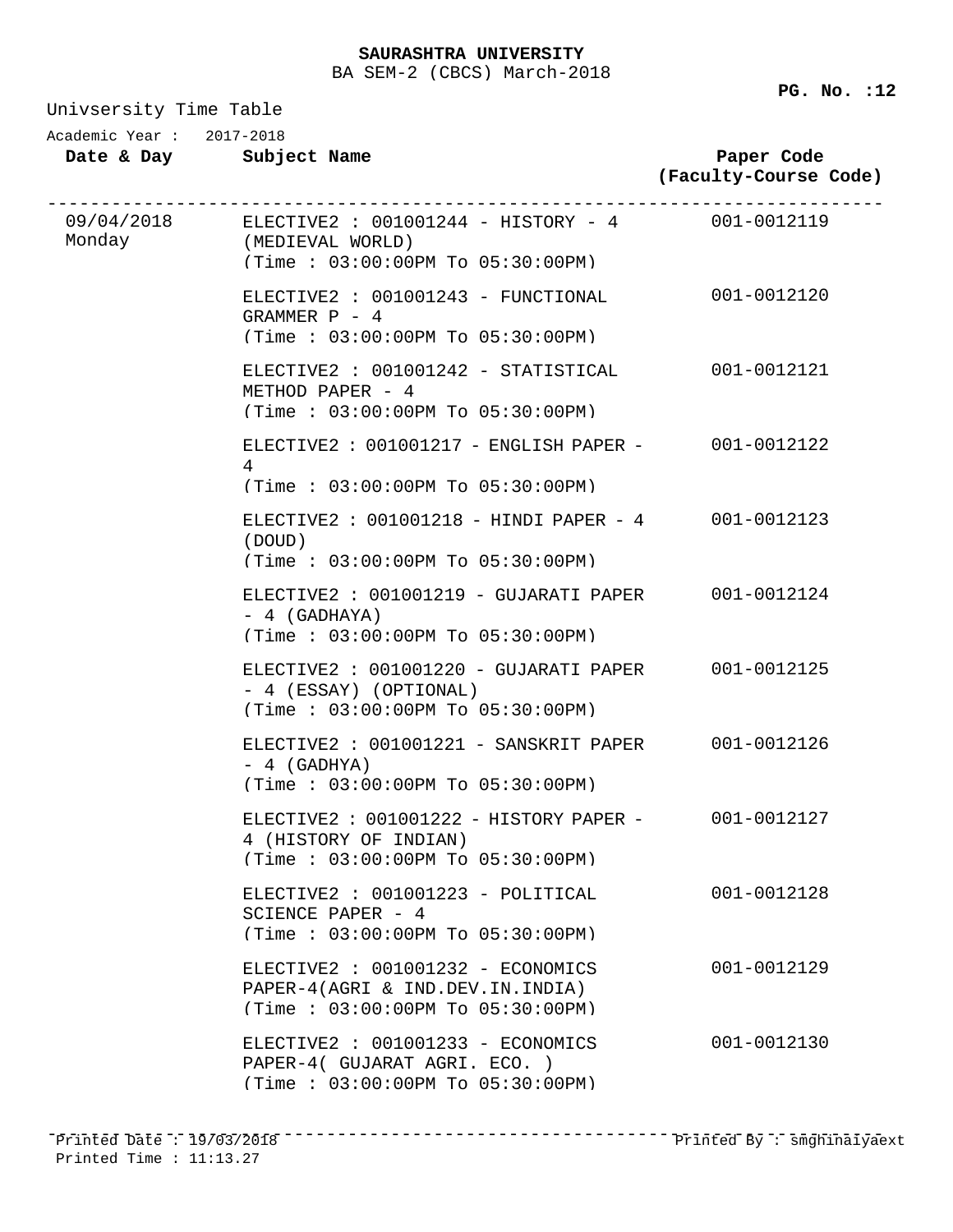**SAURASHTRA UNIVERSITY**

BA SEM-2 (CBCS) March-2018

Univsersity Time Table

Academic Year : 2017-2018

| Date & Day | Subject Name | Paper Code (Faculty-Course Code) |
|---|---|---|
| 09/04/2018 Monday | ELECTIVE2 : 001001244 - HISTORY - 4 (MEDIEVAL WORLD) (Time : 03:00:00PM To 05:30:00PM) | 001-0012119 |
| | ELECTIVE2 : 001001243 - FUNCTIONAL GRAMMER P - 4 (Time : 03:00:00PM To 05:30:00PM) | 001-0012120 |
| | ELECTIVE2 : 001001242 - STATISTICAL METHOD PAPER - 4 (Time : 03:00:00PM To 05:30:00PM) | 001-0012121 |
| | ELECTIVE2 : 001001217 - ENGLISH PAPER - 4 (Time : 03:00:00PM To 05:30:00PM) | 001-0012122 |
| | ELECTIVE2 : 001001218 - HINDI PAPER - 4 (DOUD) (Time : 03:00:00PM To 05:30:00PM) | 001-0012123 |
| | ELECTIVE2 : 001001219 - GUJARATI PAPER - 4 (GADHAYA) (Time : 03:00:00PM To 05:30:00PM) | 001-0012124 |
| | ELECTIVE2 : 001001220 - GUJARATI PAPER - 4 (ESSAY) (OPTIONAL) (Time : 03:00:00PM To 05:30:00PM) | 001-0012125 |
| | ELECTIVE2 : 001001221 - SANSKRIT PAPER - 4 (GADHYA) (Time : 03:00:00PM To 05:30:00PM) | 001-0012126 |
| | ELECTIVE2 : 001001222 - HISTORY PAPER - 4 (HISTORY OF INDIAN) (Time : 03:00:00PM To 05:30:00PM) | 001-0012127 |
| | ELECTIVE2 : 001001223 - POLITICAL SCIENCE PAPER - 4 (Time : 03:00:00PM To 05:30:00PM) | 001-0012128 |
| | ELECTIVE2 : 001001232 - ECONOMICS PAPER-4(AGRI & IND.DEV.IN.INDIA) (Time : 03:00:00PM To 05:30:00PM) | 001-0012129 |
| | ELECTIVE2 : 001001233 - ECONOMICS PAPER-4( GUJARAT AGRI. ECO. ) (Time : 03:00:00PM To 05:30:00PM) | 001-0012130 |

Printed Date : 19/03/2018
Printed Time : 11:13.27

Printed By : smghinaiyaext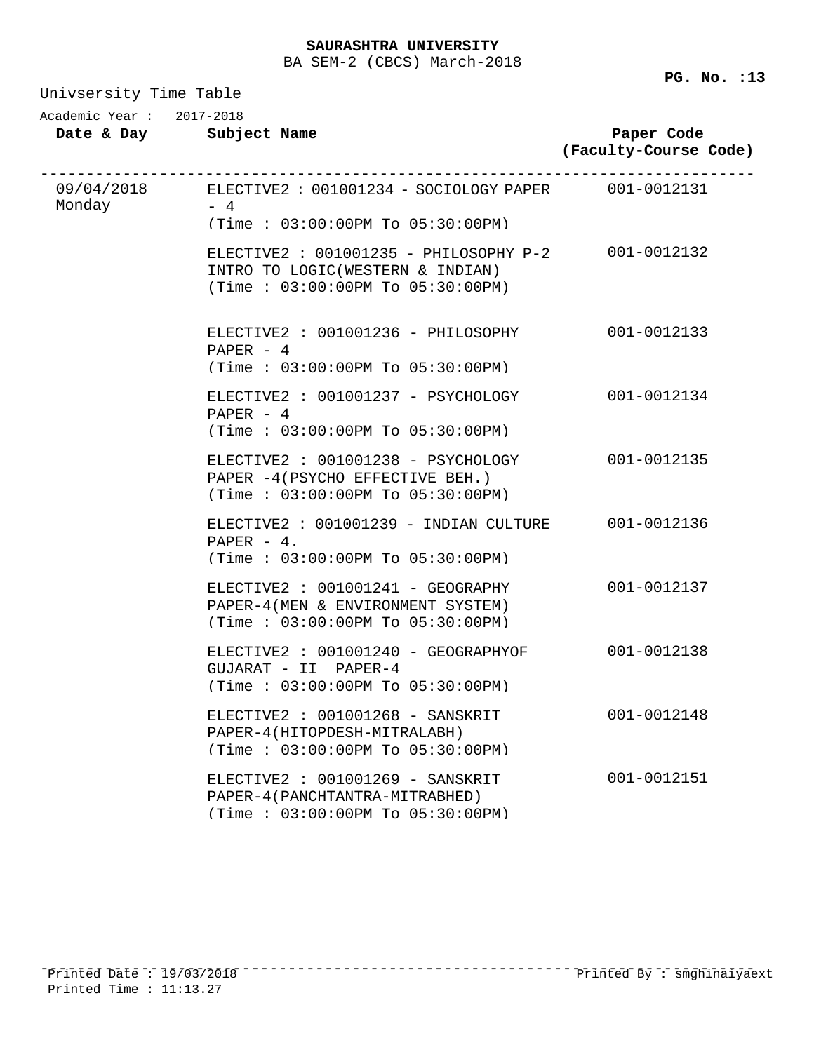**SAURASHTRA UNIVERSITY**
BA SEM-2 (CBCS) March-2018

Univsersity Time Table

Academic Year : 2017-2018

| Date & Day | Subject Name | Paper Code (Faculty-Course Code) |
|---|---|---|
| 09/04/2018 Monday | ELECTIVE2 : 001001234 - SOCIOLOGY PAPER - 4 (Time : 03:00:00PM To 05:30:00PM) | 001-0012131 |
| | ELECTIVE2 : 001001235 - PHILOSOPHY P-2 INTRO TO LOGIC(WESTERN & INDIAN) (Time : 03:00:00PM To 05:30:00PM) | 001-0012132 |
| | ELECTIVE2 : 001001236 - PHILOSOPHY PAPER - 4 (Time : 03:00:00PM To 05:30:00PM) | 001-0012133 |
| | ELECTIVE2 : 001001237 - PSYCHOLOGY PAPER - 4 (Time : 03:00:00PM To 05:30:00PM) | 001-0012134 |
| | ELECTIVE2 : 001001238 - PSYCHOLOGY PAPER -4(PSYCHO EFFECTIVE BEH.) (Time : 03:00:00PM To 05:30:00PM) | 001-0012135 |
| | ELECTIVE2 : 001001239 - INDIAN CULTURE PAPER - 4. (Time : 03:00:00PM To 05:30:00PM) | 001-0012136 |
| | ELECTIVE2 : 001001241 - GEOGRAPHY PAPER-4(MEN & ENVIRONMENT SYSTEM) (Time : 03:00:00PM To 05:30:00PM) | 001-0012137 |
| | ELECTIVE2 : 001001240 - GEOGRAPHYOF GUJARAT - II PAPER-4 (Time : 03:00:00PM To 05:30:00PM) | 001-0012138 |
| | ELECTIVE2 : 001001268 - SANSKRIT PAPER-4(HITOPDESH-MITRALABH) (Time : 03:00:00PM To 05:30:00PM) | 001-0012148 |
| | ELECTIVE2 : 001001269 - SANSKRIT PAPER-4(PANCHTANTRA-MITRABHED) (Time : 03:00:00PM To 05:30:00PM) | 001-0012151 |

Printed Date : 19/03/2018
Printed Time : 11:13.27

Printed By : smghinaiyaext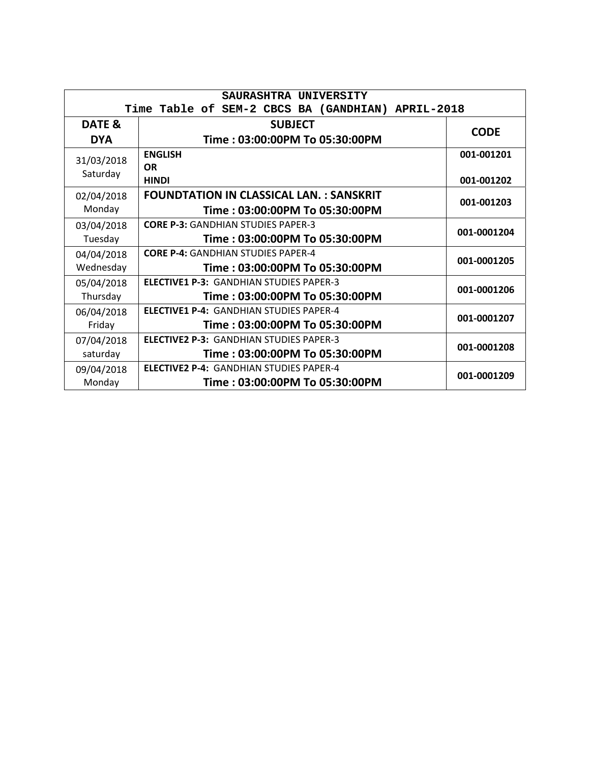| SAURASHTRA UNIVERSITY<br>Time Table of SEM-2 CBCS BA (GANDHIAN) APRIL-2018 | | |
|---|---|---|
| **DATE & DYA** | **SUBJECT**<br>**Time : 03:00:00PM To 05:30:00PM** | **CODE** |
| 31/03/2018<br>Saturday | **ENGLISH**<br>**OR**<br>**HINDI** | **001-001201**<br><br>**001-001202** |
| 02/04/2018<br>Monday | **FOUNDTATION IN CLASSICAL LAN. : SANSKRIT**<br>**Time : 03:00:00PM To 05:30:00PM** | **001-001203** |
| 03/04/2018<br>Tuesday | **CORE P-3:** GANDHIAN STUDIES PAPER-3<br>**Time : 03:00:00PM To 05:30:00PM** | **001-0001204** |
| 04/04/2018<br>Wednesday | **CORE P-4:** GANDHIAN STUDIES PAPER-4<br>**Time : 03:00:00PM To 05:30:00PM** | **001-0001205** |
| 05/04/2018<br>Thursday | **ELECTIVE1 P-3:** GANDHIAN STUDIES PAPER-3<br>**Time : 03:00:00PM To 05:30:00PM** | **001-0001206** |
| 06/04/2018<br>Friday | **ELECTIVE1 P-4:** GANDHIAN STUDIES PAPER-4<br>**Time : 03:00:00PM To 05:30:00PM** | **001-0001207** |
| 07/04/2018<br>saturday | **ELECTIVE2 P-3:** GANDHIAN STUDIES PAPER-3<br>**Time : 03:00:00PM To 05:30:00PM** | **001-0001208** |
| 09/04/2018<br>Monday | **ELECTIVE2 P-4:** GANDHIAN STUDIES PAPER-4<br>**Time : 03:00:00PM To 05:30:00PM** | **001-0001209** |